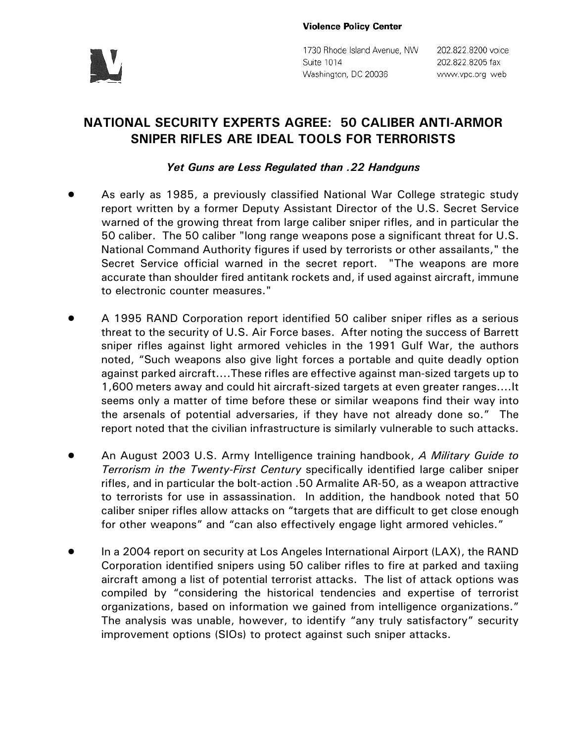**Violence Policy Center**

1730 Rhode Island Avenue, NW
Suite 1014
Washington, DC 20036

202.822.8200 voice
202.822.8205 fax
www.vpc.org web

# NATIONAL SECURITY EXPERTS AGREE: 50 CALIBER ANTI-ARMOR SNIPER RIFLES ARE IDEAL TOOLS FOR TERRORISTS

***Yet Guns are Less Regulated than .22 Handguns***

- As early as 1985, a previously classified National War College strategic study report written by a former Deputy Assistant Director of the U.S. Secret Service warned of the growing threat from large caliber sniper rifles, and in particular the 50 caliber. The 50 caliber "long range weapons pose a significant threat for U.S. National Command Authority figures if used by terrorists or other assailants," the Secret Service official warned in the secret report. "The weapons are more accurate than shoulder fired antitank rockets and, if used against aircraft, immune to electronic counter measures."

- A 1995 RAND Corporation report identified 50 caliber sniper rifles as a serious threat to the security of U.S. Air Force bases. After noting the success of Barrett sniper rifles against light armored vehicles in the 1991 Gulf War, the authors noted, "Such weapons also give light forces a portable and quite deadly option against parked aircraft....These rifles are effective against man-sized targets up to 1,600 meters away and could hit aircraft-sized targets at even greater ranges....It seems only a matter of time before these or similar weapons find their way into the arsenals of potential adversaries, if they have not already done so." The report noted that the civilian infrastructure is similarly vulnerable to such attacks.

- An August 2003 U.S. Army Intelligence training handbook, *A Military Guide to Terrorism in the Twenty-First Century* specifically identified large caliber sniper rifles, and in particular the bolt-action .50 Armalite AR-50, as a weapon attractive to terrorists for use in assassination. In addition, the handbook noted that 50 caliber sniper rifles allow attacks on "targets that are difficult to get close enough for other weapons" and "can also effectively engage light armored vehicles."

- In a 2004 report on security at Los Angeles International Airport (LAX), the RAND Corporation identified snipers using 50 caliber rifles to fire at parked and taxiing aircraft among a list of potential terrorist attacks. The list of attack options was compiled by "considering the historical tendencies and expertise of terrorist organizations, based on information we gained from intelligence organizations." The analysis was unable, however, to identify "any truly satisfactory" security improvement options (SIOs) to protect against such sniper attacks.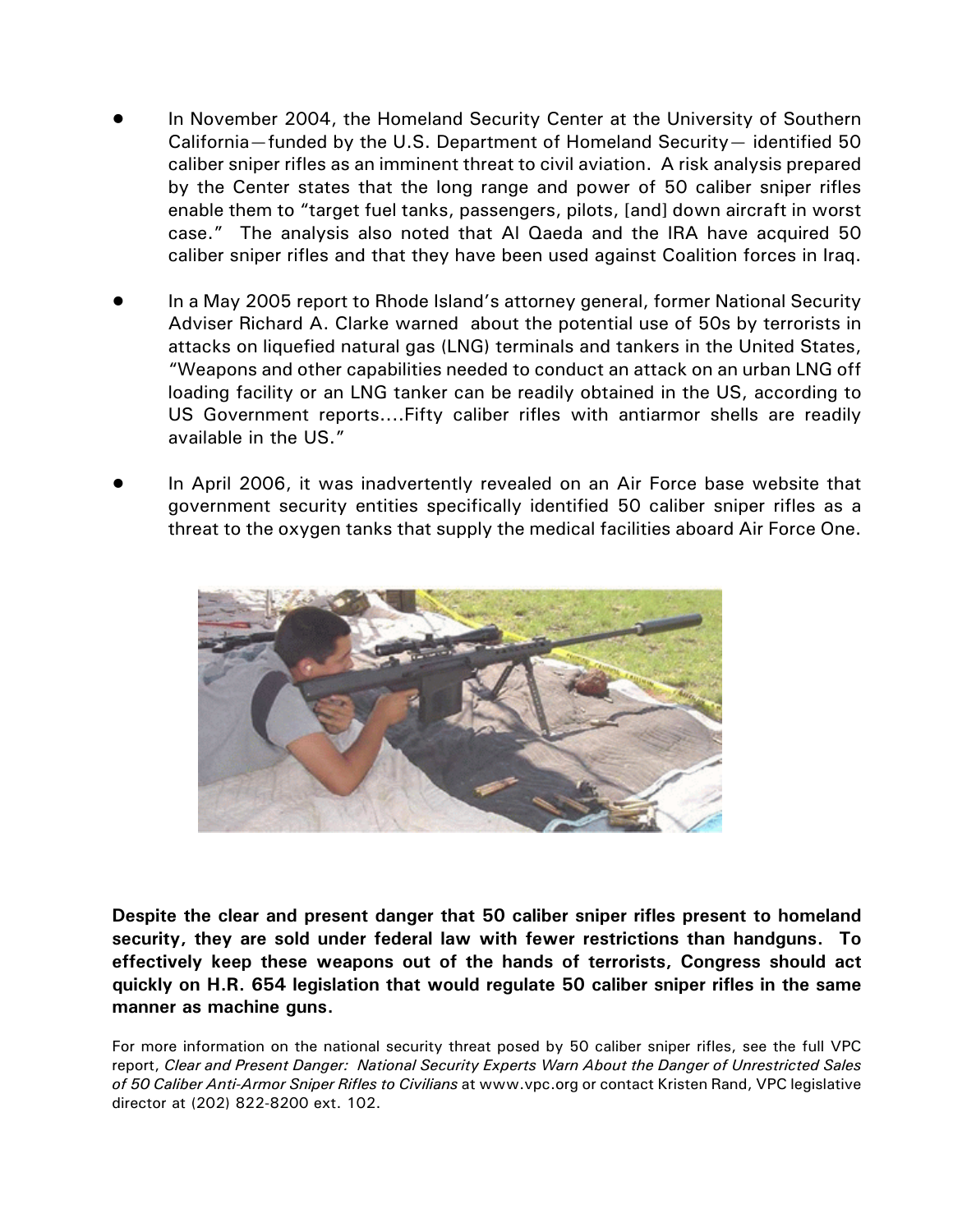- In November 2004, the Homeland Security Center at the University of Southern California—funded by the U.S. Department of Homeland Security— identified 50 caliber sniper rifles as an imminent threat to civil aviation. A risk analysis prepared by the Center states that the long range and power of 50 caliber sniper rifles enable them to "target fuel tanks, passengers, pilots, [and] down aircraft in worst case." The analysis also noted that Al Qaeda and the IRA have acquired 50 caliber sniper rifles and that they have been used against Coalition forces in Iraq.

- In a May 2005 report to Rhode Island's attorney general, former National Security Adviser Richard A. Clarke warned about the potential use of 50s by terrorists in attacks on liquefied natural gas (LNG) terminals and tankers in the United States, "Weapons and other capabilities needed to conduct an attack on an urban LNG off loading facility or an LNG tanker can be readily obtained in the US, according to US Government reports....Fifty caliber rifles with antiarmor shells are readily available in the US."

- In April 2006, it was inadvertently revealed on an Air Force base website that government security entities specifically identified 50 caliber sniper rifles as a threat to the oxygen tanks that supply the medical facilities aboard Air Force One.

**Despite the clear and present danger that 50 caliber sniper rifles present to homeland security, they are sold under federal law with fewer restrictions than handguns. To effectively keep these weapons out of the hands of terrorists, Congress should act quickly on H.R. 654 legislation that would regulate 50 caliber sniper rifles in the same manner as machine guns.**

For more information on the national security threat posed by 50 caliber sniper rifles, see the full VPC report, *Clear and Present Danger: National Security Experts Warn About the Danger of Unrestricted Sales of 50 Caliber Anti-Armor Sniper Rifles to Civilians* at www.vpc.org or contact Kristen Rand, VPC legislative director at (202) 822-8200 ext. 102.